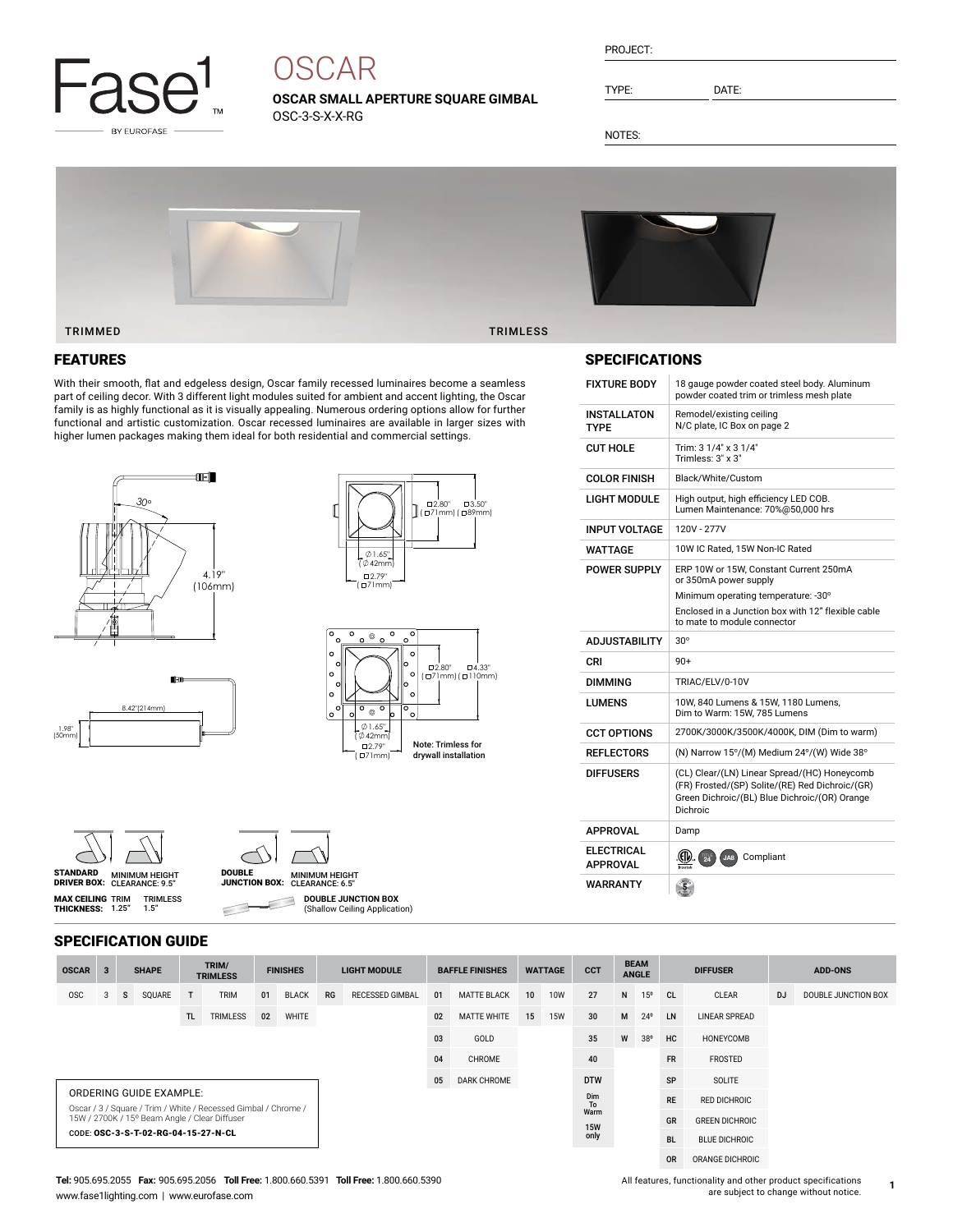Fase1 BY EUROFASE

# OSCAR

**OSCAR SMALL APERTURE SQUARE GIMBAL**
OSC-3-S-X-X-RG

PROJECT:

TYPE: DATE:

NOTES:

TRIMMED TRIMLESS

## FEATURES

With their smooth, flat and edgeless design, Oscar family recessed luminaires become a seamless part of ceiling decor. With 3 different light modules suited for ambient and accent lighting, the Oscar family is as highly functional as it is visually appealing. Numerous ordering options allow for further functional and artistic customization. Oscar recessed luminaires are available in larger sizes with higher lumen packages making them ideal for both residential and commercial settings.

30° 4.19" (106mm)

8.42"(214mm) 1.98" (50mm)

□2.80" (□71mm) □3.50" (□89mm) ∅1.65" (∅42mm) □2.79" (□71mm)

□2.80" (□71mm) □4.33" (□110mm) ∅1.65" (∅42mm) □2.79" (□71mm)

**Note: Trimless for drywall installation**

**STANDARD DRIVER BOX:** MINIMUM HEIGHT CLEARANCE: 9.5"

**DOUBLE JUNCTION BOX:** MINIMUM HEIGHT CLEARANCE: 6.5"

**MAX CEILING THICKNESS:** TRIM 1.25" TRIMLESS 1.5"

**DOUBLE JUNCTION BOX** (Shallow Ceiling Application)

## SPECIFICATIONS

| | |
|---|---|
| **FIXTURE BODY** | 18 gauge powder coated steel body. Aluminum powder coated trim or trimless mesh plate |
| **INSTALLATON TYPE** | Remodel/existing ceiling N/C plate, IC Box on page 2 |
| **CUT HOLE** | Trim: 3 1/4" x 3 1/4" Trimless: 3" x 3" |
| **COLOR FINISH** | Black/White/Custom |
| **LIGHT MODULE** | High output, high efficiency LED COB. Lumen Maintenance: 70%@50,000 hrs |
| **INPUT VOLTAGE** | 120V - 277V |
| **WATTAGE** | 10W IC Rated, 15W Non-IC Rated |
| **POWER SUPPLY** | ERP 10W or 15W, Constant Current 250mA or 350mA power supply<br>Minimum operating temperature: -30°<br>Enclosed in a Junction box with 12" flexible cable to mate to module connector |
| **ADJUSTABILITY** | 30° |
| **CRI** | 90+ |
| **DIMMING** | TRIAC/ELV/0-10V |
| **LUMENS** | 10W, 840 Lumens & 15W, 1180 Lumens, Dim to Warm: 15W, 785 Lumens |
| **CCT OPTIONS** | 2700K/3000K/3500K/4000K, DIM (Dim to warm) |
| **REFLECTORS** | (N) Narrow 15°/(M) Medium 24°/(W) Wide 38° |
| **DIFFUSERS** | (CL) Clear/(LN) Linear Spread/(HC) Honeycomb (FR) Frosted/(SP) Solite/(RE) Red Dichroic/(GR) Green Dichroic/(BL) Blue Dichroic/(OR) Orange Dichroic |
| **APPROVAL** | Damp |
| **ELECTRICAL APPROVAL** | JA8 Compliant |
| **WARRANTY** | 5 |

## SPECIFICATION GUIDE

| OSCAR | 3 | SHAPE | | TRIM/ TRIMLESS | | FINISHES | | LIGHT MODULE | | BAFFLE FINISHES | | WATTAGE | | CCT | BEAM ANGLE | | DIFFUSER | | ADD-ONS | |
|---|---|---|---|---|---|---|---|---|---|---|---|---|---|---|---|---|---|---|---|---|
| OSC | 3 | S | SQUARE | T | TRIM | 01 | BLACK | RG | RECESSED GIMBAL | 01 | MATTE BLACK | 10 | 10W | 27 | N | 15º | CL | CLEAR | DJ | DOUBLE JUNCTION BOX |
| | | | | TL | TRIMLESS | 02 | WHITE | | | 02 | MATTE WHITE | 15 | 15W | 30 | M | 24º | LN | LINEAR SPREAD | | |
| | | | | | | | | | | 03 | GOLD | | | 35 | W | 38º | HC | HONEYCOMB | | |
| | | | | | | | | | | 04 | CHROME | | | 40 | | | FR | FROSTED | | |
| | | | | | | | | | | 05 | DARK CHROME | | | DTW | | | SP | SOLITE | | |
| | | | | | | | | | | | | | | Dim To Warm | | | RE | RED DICHROIC | | |
| | | | | | | | | | | | | | | 15W only | | | GR | GREEN DICHROIC | | |
| | | | | | | | | | | | | | | | | | BL | BLUE DICHROIC | | |
| | | | | | | | | | | | | | | | | | OR | ORANGE DICHROIC | | |

ORDERING GUIDE EXAMPLE:

Oscar / 3 / Square / Trim / White / Recessed Gimbal / Chrome / 15W / 2700K / 15º Beam Angle / Clear Diffuser

CODE: **OSC-3-S-T-02-RG-04-15-27-N-CL**

**Tel:** 905.695.2055 **Fax:** 905.695.2056 **Toll Free:** 1.800.660.5391 **Toll Free:** 1.800.660.5390
www.fase1lighting.com | www.eurofase.com

All features, functionality and other product specifications are subject to change without notice.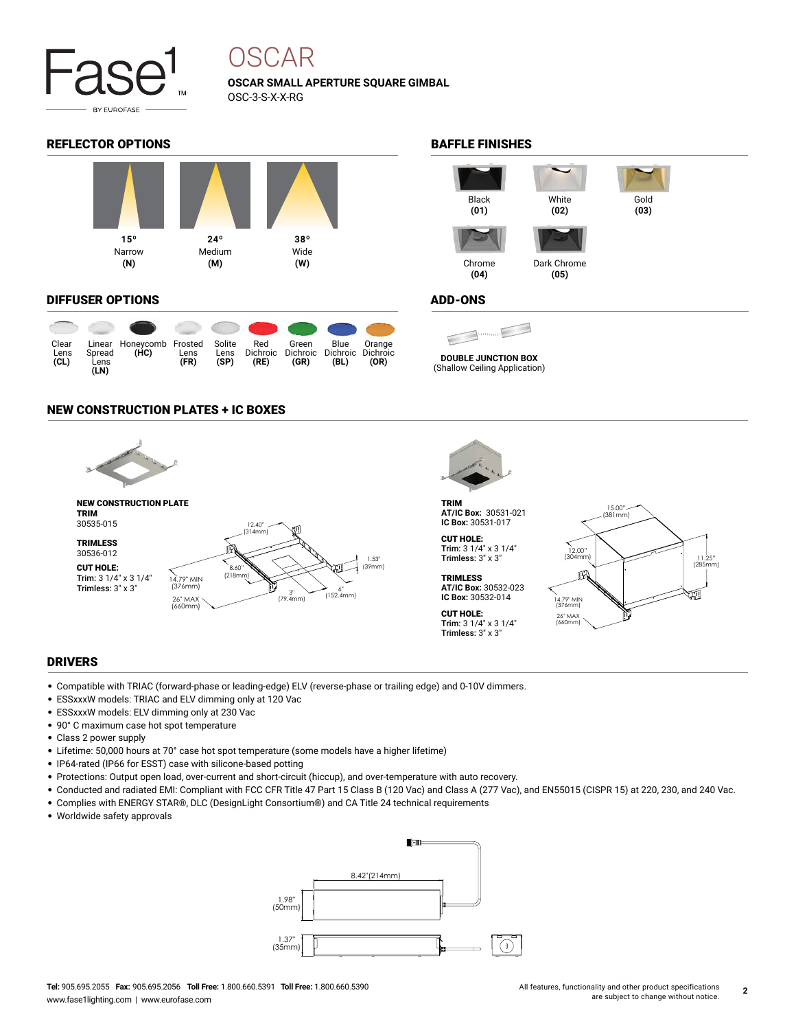# OSCAR

**OSCAR SMALL APERTURE SQUARE GIMBAL**
OSC-3-S-X-X-RG

## REFLECTOR OPTIONS

| 15° Narrow (N) | 24° Medium (M) | 38° Wide (W) |
|---|---|---|

## BAFFLE FINISHES

| Black (01) | White (02) | Gold (03) | Chrome (04) | Dark Chrome (05) |
|---|---|---|---|---|

## DIFFUSER OPTIONS

| Clear Lens (CL) | Linear Spread Lens (LN) | Honeycomb (HC) | Frosted Lens (FR) | Solite Lens (SP) | Red Dichroic (RE) | Green Dichroic (GR) | Blue Dichroic (BL) | Orange Dichroic (OR) |
|---|---|---|---|---|---|---|---|---|

## ADD-ONS

**DOUBLE JUNCTION BOX**
(Shallow Ceiling Application)

## NEW CONSTRUCTION PLATES + IC BOXES

**NEW CONSTRUCTION PLATE**
**TRIM**
30535-015

**TRIMLESS**
30536-012

**CUT HOLE:**
Trim: 3 1/4" x 3 1/4"
Trimless: 3" x 3"

12.40" (314mm), 8.60" (218mm), 1.53" (39mm), 14.79" MIN (376mm), 26" MAX (660mm), 3" (79.4mm), 6" (152.4mm)

**TRIM**
**AT/IC Box:** 30531-021
**IC Box:** 30531-017

**CUT HOLE:**
Trim: 3 1/4" x 3 1/4"
Trimless: 3" x 3"

**TRIMLESS**
**AT/IC Box:** 30532-023
**IC Box:** 30532-014

**CUT HOLE:**
Trim: 3 1/4" x 3 1/4"
Trimless: 3" x 3"

15.00" (381mm), 12.00" (304mm), 11.25" (285mm), 14.79" MIN (376mm), 26" MAX (660mm)

## DRIVERS

- Compatible with TRIAC (forward-phase or leading-edge) ELV (reverse-phase or trailing edge) and 0-10V dimmers.
- ESSxxxW models: TRIAC and ELV dimming only at 120 Vac
- ESSxxxW models: ELV dimming only at 230 Vac
- 90° C maximum case hot spot temperature
- Class 2 power supply
- Lifetime: 50,000 hours at 70° case hot spot temperature (some models have a higher lifetime)
- IP64-rated (IP66 for ESST) case with silicone-based potting
- Protections: Output open load, over-current and short-circuit (hiccup), and over-temperature with auto recovery.
- Conducted and radiated EMI: Compliant with FCC CFR Title 47 Part 15 Class B (120 Vac) and Class A (277 Vac), and EN55015 (CISPR 15) at 220, 230, and 240 Vac.
- Complies with ENERGY STAR®, DLC (DesignLight Consortium®) and CA Title 24 technical requirements
- Worldwide safety approvals

8.42" (214mm), 1.98" (50mm), 1.37" (35mm)

**Tel:** 905.695.2055 **Fax:** 905.695.2056 **Toll Free:** 1.800.660.5391 **Toll Free:** 1.800.660.5390
www.fase1lighting.com | www.eurofase.com

All features, functionality and other product specifications are subject to change without notice.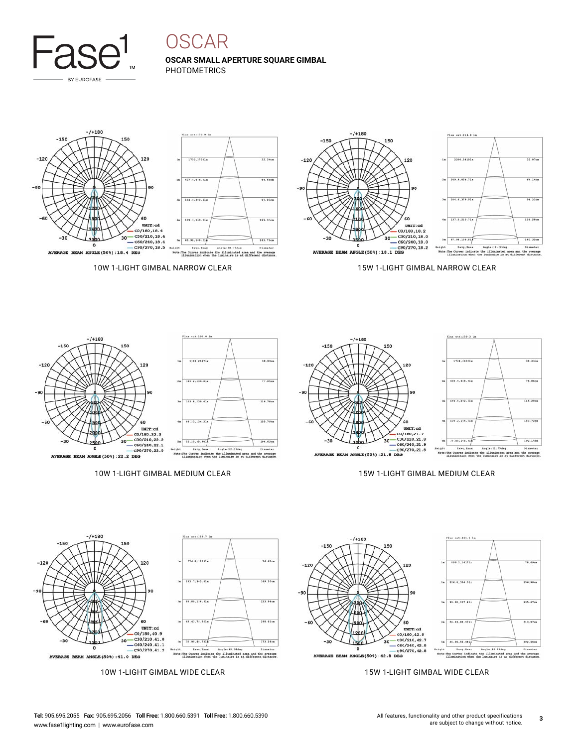# OSCAR

**OSCAR SMALL APERTURE SQUARE GIMBAL**

PHOTOMETRICS

-/+180
-150
150
-120
120
-90
90
-60
60
-30
30
0
600
1200
1800
2400
3000
UNIT:cd
C0/180,18.4
C30/210,18.4
C60/240,18.4
C90/270,18.5
AVERAGE BEAM ANGLE(50%):18.4 DEG

Flux out:170.9 lm
1m 1750,1706lx 32.34cm
2m 437.4,676.5lx 64.69cm
3m 196.4,300.6lx 97.03cm
4m 109.3,169.3lx 129.37cm
5m 69.91,108.2lx 161.72cm
Height Eavg,Emax Angle:18.17deg Diameter
Note:The Curves indicate the illuminated area and the average illumination when the luminaire is at different distance.

10W 1-LIGHT GIMBAL NARROW CLEAR

-/+180
-150
150
-120
120
-90
90
-60
60
-30
30
0
700
1400
2100
2800
3500
UNIT:cd
C0/180,18.2
C30/210,18.0
C60/240,18.0
C90/270,18.2
AVERAGE BEAM ANGLE(50%):18.1 DEG

Flux out:214.8 lm
1m 2200,3419lx 32.07cm
2m 549.9,854.7lx 64.14cm
3m 244.4,379.8lx 96.21cm
4m 137.5,213.7lx 128.28cm
5m 87.98,136.8lx 160.35cm
Height Eavg,Emax Angle:18.12deg Diameter
Note:The Curves indicate the illuminated area and the average illumination when the luminaire is at different distance.

15W 1-LIGHT GIMBAL NARROW CLEAR

-/+180
-150
150
-120
120
-90
90
-60
60
-30
30
0
500
1000
1500
2000
2500
UNIT:cd
C0/180,22.3
C30/210,22.2
C60/240,22.1
C90/270,22.0
AVERAGE BEAM ANGLE(50%):22.2 DEG

Flux out:196.0 lm
1m 1381,2147lx 38.93cm
2m 345.2,536.8lx 77.85cm
3m 153.4,238.6lx 116.78cm
4m 86.30,134.2lx 155.70cm
5m 55.23,85.88lx 194.63cm
Height Eavg,Emax Angle:22.03deg Diameter
Note:The Curves indicate the illuminated area and the average illumination when the luminaire is at different distance.

10W 1-LIGHT GIMBAL MEDIUM CLEAR

-/+180
-150
150
-120
120
-90
90
-60
60
-30
30
0
600
1200
1800
2400
3000
UNIT:cd
C0/180,21.7
C30/210,21.8
C60/240,21.9
C90/270,21.8
AVERAGE BEAM ANGLE(50%):21.8 DEG

Flux out:209.3 lm
1m 1744,2631lx 38.43cm
2m 410.5,658.3lx 76.86cm
3m 196.5,292.5lx 115.29cm
4m 110.2,164.5lx 153.72cm
5m 70.53,105.3lx 192.14cm
Height Eavg,Emax Angle:21.75deg Diameter
Note:The Curves indicate the illuminated area and the average illumination when the luminaire is at different distance.

15W 1-LIGHT GIMBAL MEDIUM CLEAR

-/+180
-150
150
-120
120
-90
90
-60
60
-30
30
0
300
600
900
1200
1500
UNIT:cd
C0/180,40.9
C30/210,41.0
C60/240,41.1
C90/270,41.2
AVERAGE BEAM ANGLE(50%):41.0 DEG

Flux out:158.7 lm
1m 774.8,1214lx 74.65cm
2m 193.7,303.4lx 149.30cm
3m 86.09,134.8lx 223.94cm
4m 48.43,75.85lx 298.61cm
5m 30.99,48.54lx 373.26cm
Height Eavg,Emax Angle:40.98deg Diameter
Note:The Curves indicate the illuminated area and the average illumination when the luminaire is at different distance.

10W 1-LIGHT GIMBAL WIDE CLEAR

-/+180
-150
150
-120
120
-90
90
-60
60
-30
30
0
300
600
900
1200
1500
UNIT:cd
C0/180,42.9
C30/210,42.7
C60/240,42.8
C90/270,42.8
AVERAGE BEAM ANGLE(50%):42.8 DEG

Flux out:441.1 lm
1m 899.1,1417lx 78.49cm
2m 224.8,354.3lx 156.98cm
3m 99.90,157.4lx 235.47cm
4m 56.19,88.57lx 313.97cm
5m 35.96,56.68lx 392.46cm
Height Eavg,Emax Angle:42.84deg Diameter
Note:The Curves indicate the illuminated area and the average illumination when the luminaire is at different distance.

15W 1-LIGHT GIMBAL WIDE CLEAR

**Tel:** 905.695.2055 **Fax:** 905.695.2056 **Toll Free:** 1.800.660.5391 **Toll Free:** 1.800.660.5390
www.fase1lighting.com | www.eurofase.com

All features, functionality and other product specifications are subject to change without notice.